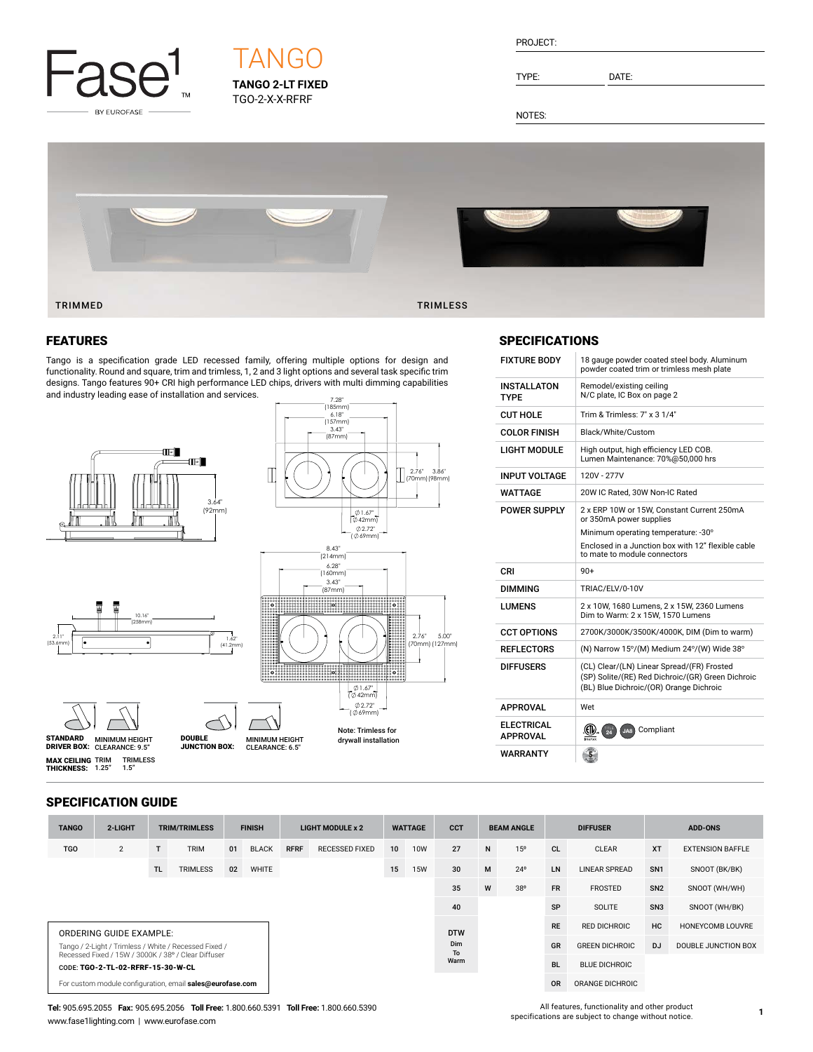# TANGO

**TANGO 2-LT FIXED**

TGO-2-X-X-RFRF

PROJECT:

TYPE: DATE:

NOTES:

TRIMMED TRIMLESS

## FEATURES

Tango is a specification grade LED recessed family, offering multiple options for design and functionality. Round and square, trim and trimless, 1, 2 and 3 light options and several task specific trim designs. Tango features 90+ CRI high performance LED chips, drivers with multi dimming capabilities and industry leading ease of installation and services.

7.28" (185mm)
6.18" (157mm)
3.43" (87mm)
2.76" (70mm)
3.86" (98mm)
3.64" (92mm)
Ø 1.67" (Ø 42mm)
Ø 2.72" (Ø 69mm)

8.43" (214mm)
6.28" (160mm)
3.43" (87mm)
10.16" (258mm)
2.11" (53.6mm)
1.62" (41.2mm)
2.76" (70mm)
5.00" (127mm)
Ø 1.67" (Ø 42mm)
Ø 2.72" (Ø 69mm)

**STANDARD DRIVER BOX:** MINIMUM HEIGHT CLEARANCE: 9.5"

**DOUBLE JUNCTION BOX:** MINIMUM HEIGHT CLEARANCE: 6.5"

**Note: Trimless for drywall installation**

**MAX CEILING THICKNESS:** TRIM 1.25" TRIMLESS 1.5"

## SPECIFICATIONS

| | |
|---|---|
| **FIXTURE BODY** | 18 gauge powder coated steel body. Aluminum powder coated trim or trimless mesh plate |
| **INSTALLATON TYPE** | Remodel/existing ceiling<br>N/C plate, IC Box on page 2 |
| **CUT HOLE** | Trim & Trimless: 7" x 3 1/4" |
| **COLOR FINISH** | Black/White/Custom |
| **LIGHT MODULE** | High output, high efficiency LED COB.<br>Lumen Maintenance: 70%@50,000 hrs |
| **INPUT VOLTAGE** | 120V - 277V |
| **WATTAGE** | 20W IC Rated, 30W Non-IC Rated |
| **POWER SUPPLY** | 2 x ERP 10W or 15W, Constant Current 250mA or 350mA power supplies<br>Minimum operating temperature: -30º<br>Enclosed in a Junction box with 12" flexible cable to mate to module connectors |
| **CRI** | 90+ |
| **DIMMING** | TRIAC/ELV/0-10V |
| **LUMENS** | 2 x 10W, 1680 Lumens, 2 x 15W, 2360 Lumens<br>Dim to Warm: 2 x 15W, 1570 Lumens |
| **CCT OPTIONS** | 2700K/3000K/3500K/4000K, DIM (Dim to warm) |
| **REFLECTORS** | (N) Narrow 15º/(M) Medium 24º/(W) Wide 38º |
| **DIFFUSERS** | (CL) Clear/(LN) Linear Spread/(FR) Frosted<br>(SP) Solite/(RE) Red Dichroic/(GR) Green Dichroic<br>(BL) Blue Dichroic/(OR) Orange Dichroic |
| **APPROVAL** | Wet |
| **ELECTRICAL APPROVAL** | Compliant |
| **WARRANTY** | |

## SPECIFICATION GUIDE

| TANGO | 2-LIGHT | TRIM/TRIMLESS | | FINISH | | LIGHT MODULE x 2 | | WATTAGE | | CCT | BEAM ANGLE | | DIFFUSER | | ADD-ONS | |
|---|---|---|---|---|---|---|---|---|---|---|---|---|---|---|---|---|
| TGO | 2 | T | TRIM | 01 | BLACK | RFRF | RECESSED FIXED | 10 | 10W | 27 | N | 15º | CL | CLEAR | XT | EXTENSION BAFFLE |
| | | TL | TRIMLESS | 02 | WHITE | | | 15 | 15W | 30 | M | 24º | LN | LINEAR SPREAD | SN1 | SNOOT (BK/BK) |
| | | | | | | | | | | 35 | W | 38º | FR | FROSTED | SN2 | SNOOT (WH/WH) |
| | | | | | | | | | | 40 | | | SP | SOLITE | SN3 | SNOOT (WH/BK) |
| | | | | | | | | | | DTW Dim To Warm | | | RE | RED DICHROIC | HC | HONEYCOMB LOUVRE |
| | | | | | | | | | | | | | GR | GREEN DICHROIC | DJ | DOUBLE JUNCTION BOX |
| | | | | | | | | | | | | | BL | BLUE DICHROIC | | |
| | | | | | | | | | | | | | OR | ORANGE DICHROIC | | |

ORDERING GUIDE EXAMPLE:

Tango / 2-Light / Trimless / White / Recessed Fixed / Recessed Fixed / 15W / 3000K / 38º / Clear Diffuser

CODE: **TGO-2-TL-02-RFRF-15-30-W-CL**

For custom module configuration, email **sales@eurofase.com**

**Tel:** 905.695.2055 **Fax:** 905.695.2056 **Toll Free:** 1.800.660.5391 **Toll Free:** 1.800.660.5390
www.fase1lighting.com | www.eurofase.com

All features, functionality and other product specifications are subject to change without notice.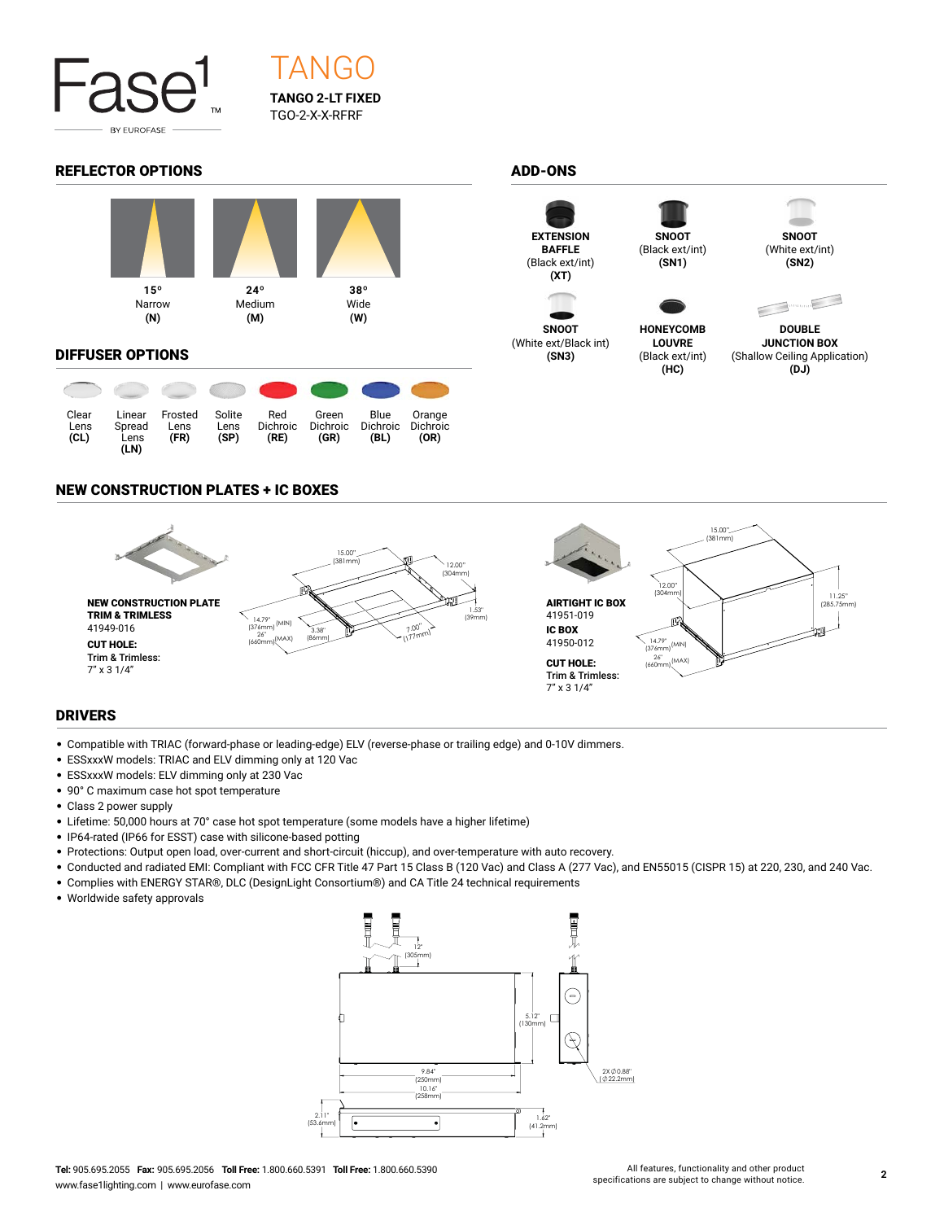Fase1 BY EUROFASE

# TANGO

**TANGO 2-LT FIXED**
TGO-2-X-X-RFRF

## REFLECTOR OPTIONS

| **15º** Narrow **(N)** | **24º** Medium **(M)** | **38º** Wide **(W)** |
|---|---|---|

## DIFFUSER OPTIONS

| Clear Lens **(CL)** | Linear Spread Lens **(LN)** | Frosted Lens **(FR)** | Solite Lens **(SP)** | Red Dichroic **(RE)** | Green Dichroic **(GR)** | Blue Dichroic **(BL)** | Orange Dichroic **(OR)** |
|---|---|---|---|---|---|---|---|

## ADD-ONS

- **EXTENSION BAFFLE** (Black ext/int) **(XT)**
- **SNOOT** (Black ext/int) **(SN1)**
- **SNOOT** (White ext/int) **(SN2)**
- **SNOOT** (White ext/Black int) **(SN3)**
- **HONEYCOMB LOUVRE** (Black ext/int) **(HC)**
- **DOUBLE JUNCTION BOX** (Shallow Ceiling Application) **(DJ)**

## NEW CONSTRUCTION PLATES + IC BOXES

**NEW CONSTRUCTION PLATE TRIM & TRIMLESS**
41949-016

**CUT HOLE:**
Trim & Trimless:
7" x 3 1/4"

15.00" [381mm], 12.00" [304mm], 1.53" [39mm], 7.00" [177mm], 3.38" [86mm], 14.79" [376mm] (MIN), 26" [660mm] (MAX)

**AIRTIGHT IC BOX**
41951-019

**IC BOX**
41950-012

**CUT HOLE:**
Trim & Trimless:
7" x 3 1/4"

15.00" [381mm], 12.00" [304mm], 11.25" [285.75mm], 14.79" [376mm] (MIN), 26" [660mm] (MAX)

## DRIVERS

- Compatible with TRIAC (forward-phase or leading-edge) ELV (reverse-phase or trailing edge) and 0-10V dimmers.
- ESSxxxW models: TRIAC and ELV dimming only at 120 Vac
- ESSxxxW models: ELV dimming only at 230 Vac
- 90° C maximum case hot spot temperature
- Class 2 power supply
- Lifetime: 50,000 hours at 70° case hot spot temperature (some models have a higher lifetime)
- IP64-rated (IP66 for ESST) case with silicone-based potting
- Protections: Output open load, over-current and short-circuit (hiccup), and over-temperature with auto recovery.
- Conducted and radiated EMI: Compliant with FCC CFR Title 47 Part 15 Class B (120 Vac) and Class A (277 Vac), and EN55015 (CISPR 15) at 220, 230, and 240 Vac.
- Complies with ENERGY STAR®, DLC (DesignLight Consortium®) and CA Title 24 technical requirements
- Worldwide safety approvals

12" [305mm], 5.12" [130mm], 9.84" [250mm], 10.16" [258mm], 2X Ø0.88" [Ø22.2mm], 2.11" [53.6mm], 1.62" [41.2mm]

**Tel:** 905.695.2055 **Fax:** 905.695.2056 **Toll Free:** 1.800.660.5391 **Toll Free:** 1.800.660.5390
www.fase1lighting.com | www.eurofase.com

All features, functionality and other product specifications are subject to change without notice.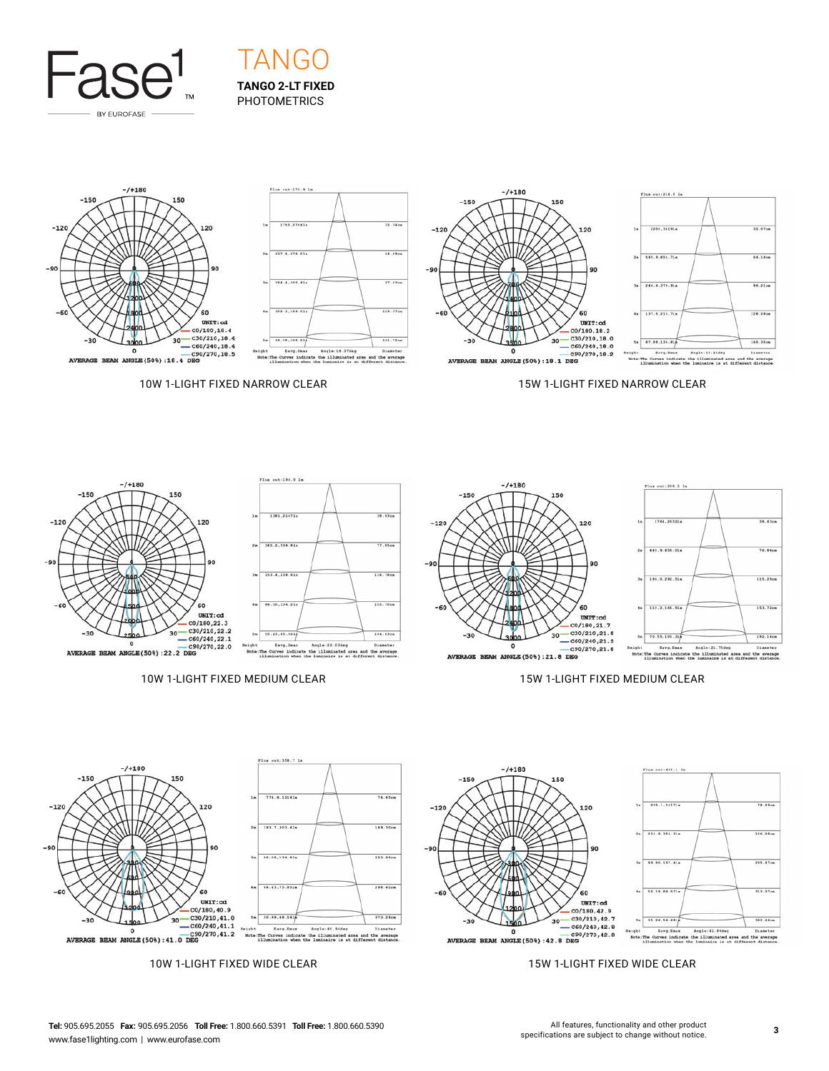# TANGO

**TANGO 2-LT FIXED**
PHOTOMETRICS

-/+180
-150
150
-120
120
-90
90
-60
60
-30
30
0
600
1200
1800
2400
3000
UNIT:cd
C0/180,18.4
C30/210,18.4
C60/240,18.4
C90/270,18.5
AVERAGE BEAM ANGLE(50%):18.4 DEG

Height
Eavg,Emax
Angle:18.37deg
Diameter
Note:The Curves indicate the illuminated area and the average illumination when the luminaire is at different distance.

10W 1-LIGHT FIXED NARROW CLEAR

-/+180
-150
150
-120
120
-90
90
-60
60
-30
30
0
700
1400
2100
2800
3500
UNIT:cd
C0/180,18.2
C30/210,18.0
C60/240,18.0
C90/270,18.2
AVERAGE BEAM ANGLE(50%):18.1 DEG

Height
Eavg,Emax
Diameter
Note:The Curves indicate the illuminated area and the average illumination when the luminaire is at different distance.

15W 1-LIGHT FIXED NARROW CLEAR

-/+180
-150
150
-120
120
-90
90
-60
60
-30
30
0
500
1000
1500
2000
2500
UNIT:cd
C0/180,22.3
C30/210,22.2
C60/240,22.1
C90/270,22.0
AVERAGE BEAM ANGLE(50%):22.2 DEG

Height
Eavg,Emax
Angle:22.03deg
Diameter
Note:The Curves indicate the illuminated area and the average illumination when the luminaire is at different distance.

10W 1-LIGHT FIXED MEDIUM CLEAR

-/+180
-150
150
-120
120
-90
90
-60
60
-30
30
0
600
1200
1800
2400
3000
UNIT:cd
C0/180,21.7
C30/210,21.8
C60/240,21.9
C90/270,21.8
AVERAGE BEAM ANGLE(50%):21.8 DEG

Height
Eavg,Emax
Angle:21.75deg
Diameter
Note:The Curves indicate the illuminated area and the average illumination when the luminaire is at different distance.

15W 1-LIGHT FIXED MEDIUM CLEAR

-/+180
-150
150
-120
120
-90
90
-60
60
-30
30
0
300
600
900
1200
1500
UNIT:cd
C0/180,40.9
C30/210,41.0
C60/240,41.1
C90/270,41.2
AVERAGE BEAM ANGLE(50%):41.0 DEG

Height
Eavg,Emax
Angle:40.94deg
Diameter
Note:The Curves indicate the illuminated area and the average illumination when the luminaire is at different distance.

10W 1-LIGHT FIXED WIDE CLEAR

-/+180
-150
150
-120
120
-90
90
-60
60
-30
30
0
300
600
900
1200
1500
UNIT:cd
C0/180,42.9
C30/210,42.7
C60/240,42.8
C90/270,42.8
AVERAGE BEAM ANGLE(50%):42.8 DEG

Height
Eavg,Emax
Angle:42.86deg
Diameter
Note:The Curves indicate the illuminated area and the average illumination when the luminaire is at different distance.

15W 1-LIGHT FIXED WIDE CLEAR

**Tel:** 905.695.2055 **Fax:** 905.695.2056 **Toll Free:** 1.800.660.5391 **Toll Free:** 1.800.660.5390
www.fase1lighting.com | www.eurofase.com

All features, functionality and other product specifications are subject to change without notice.